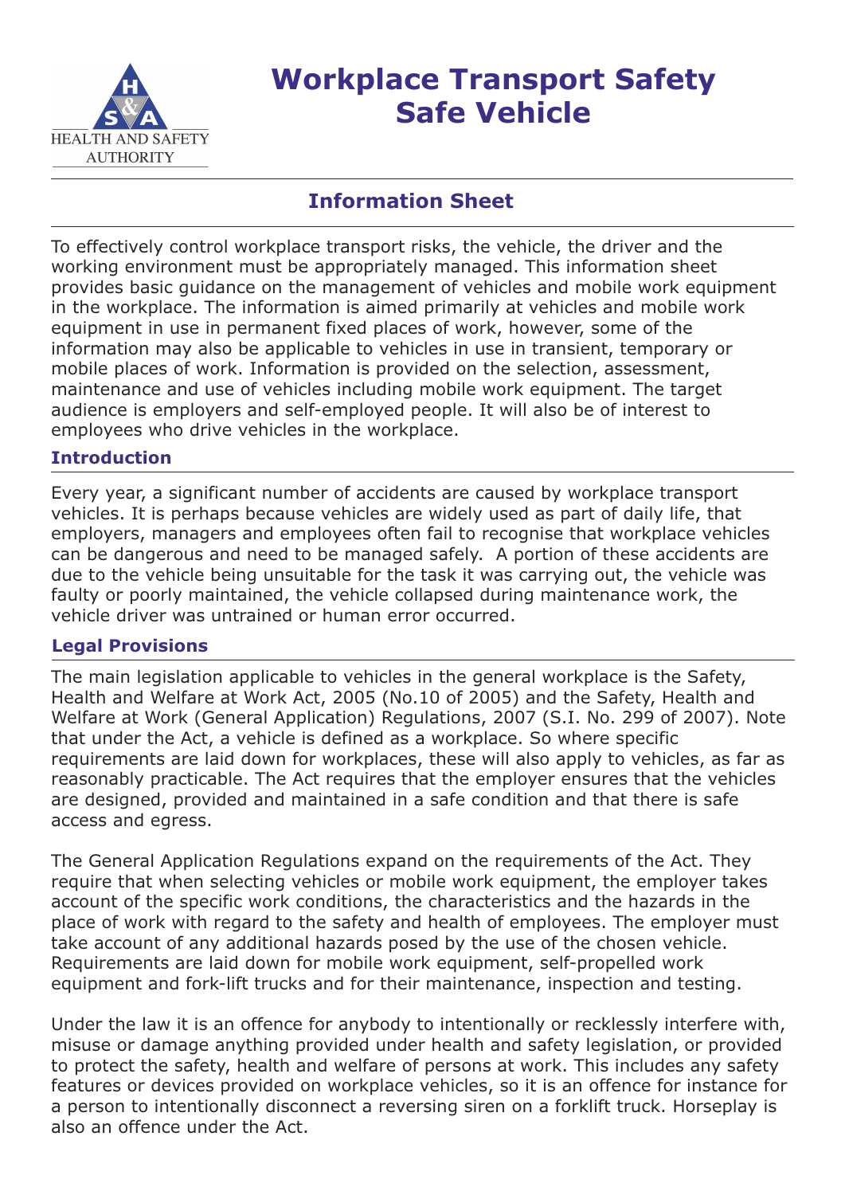# Workplace Transport Safety Safe Vehicle

## Information Sheet

To effectively control workplace transport risks, the vehicle, the driver and the working environment must be appropriately managed. This information sheet provides basic guidance on the management of vehicles and mobile work equipment in the workplace. The information is aimed primarily at vehicles and mobile work equipment in use in permanent fixed places of work, however, some of the information may also be applicable to vehicles in use in transient, temporary or mobile places of work. Information is provided on the selection, assessment, maintenance and use of vehicles including mobile work equipment. The target audience is employers and self-employed people. It will also be of interest to employees who drive vehicles in the workplace.

### Introduction

Every year, a significant number of accidents are caused by workplace transport vehicles. It is perhaps because vehicles are widely used as part of daily life, that employers, managers and employees often fail to recognise that workplace vehicles can be dangerous and need to be managed safely. A portion of these accidents are due to the vehicle being unsuitable for the task it was carrying out, the vehicle was faulty or poorly maintained, the vehicle collapsed during maintenance work, the vehicle driver was untrained or human error occurred.

### Legal Provisions

The main legislation applicable to vehicles in the general workplace is the Safety, Health and Welfare at Work Act, 2005 (No.10 of 2005) and the Safety, Health and Welfare at Work (General Application) Regulations, 2007 (S.I. No. 299 of 2007). Note that under the Act, a vehicle is defined as a workplace. So where specific requirements are laid down for workplaces, these will also apply to vehicles, as far as reasonably practicable. The Act requires that the employer ensures that the vehicles are designed, provided and maintained in a safe condition and that there is safe access and egress.

The General Application Regulations expand on the requirements of the Act. They require that when selecting vehicles or mobile work equipment, the employer takes account of the specific work conditions, the characteristics and the hazards in the place of work with regard to the safety and health of employees. The employer must take account of any additional hazards posed by the use of the chosen vehicle. Requirements are laid down for mobile work equipment, self-propelled work equipment and fork-lift trucks and for their maintenance, inspection and testing.

Under the law it is an offence for anybody to intentionally or recklessly interfere with, misuse or damage anything provided under health and safety legislation, or provided to protect the safety, health and welfare of persons at work. This includes any safety features or devices provided on workplace vehicles, so it is an offence for instance for a person to intentionally disconnect a reversing siren on a forklift truck. Horseplay is also an offence under the Act.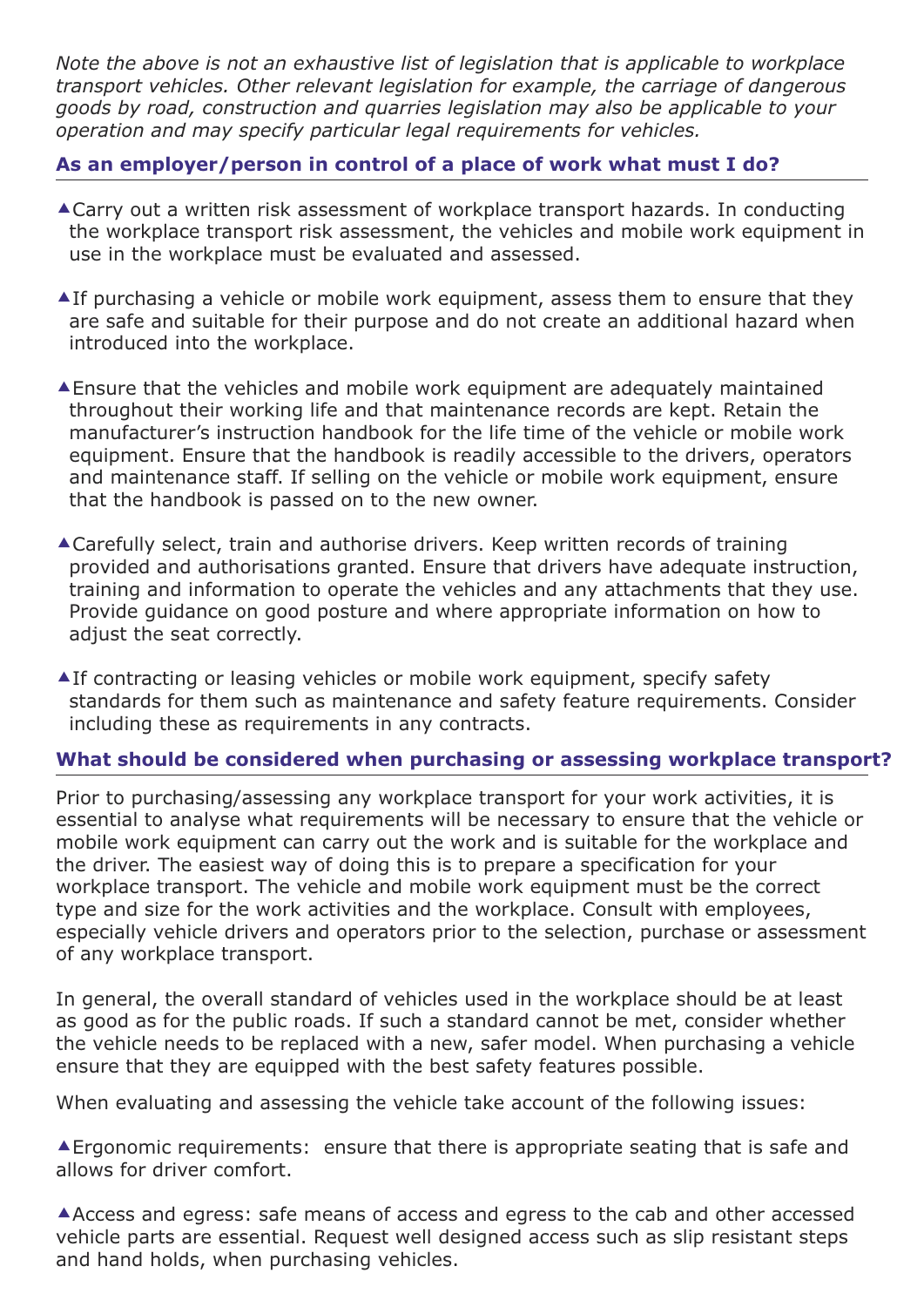*Note the above is not an exhaustive list of legislation that is applicable to workplace transport vehicles. Other relevant legislation for example, the carriage of dangerous goods by road, construction and quarries legislation may also be applicable to your operation and may specify particular legal requirements for vehicles.*

### As an employer/person in control of a place of work what must I do?

- Carry out a written risk assessment of workplace transport hazards. In conducting the workplace transport risk assessment, the vehicles and mobile work equipment in use in the workplace must be evaluated and assessed.

- If purchasing a vehicle or mobile work equipment, assess them to ensure that they are safe and suitable for their purpose and do not create an additional hazard when introduced into the workplace.

- Ensure that the vehicles and mobile work equipment are adequately maintained throughout their working life and that maintenance records are kept. Retain the manufacturer's instruction handbook for the life time of the vehicle or mobile work equipment. Ensure that the handbook is readily accessible to the drivers, operators and maintenance staff. If selling on the vehicle or mobile work equipment, ensure that the handbook is passed on to the new owner.

- Carefully select, train and authorise drivers. Keep written records of training provided and authorisations granted. Ensure that drivers have adequate instruction, training and information to operate the vehicles and any attachments that they use. Provide guidance on good posture and where appropriate information on how to adjust the seat correctly.

- If contracting or leasing vehicles or mobile work equipment, specify safety standards for them such as maintenance and safety feature requirements. Consider including these as requirements in any contracts.

### What should be considered when purchasing or assessing workplace transport?

Prior to purchasing/assessing any workplace transport for your work activities, it is essential to analyse what requirements will be necessary to ensure that the vehicle or mobile work equipment can carry out the work and is suitable for the workplace and the driver. The easiest way of doing this is to prepare a specification for your workplace transport. The vehicle and mobile work equipment must be the correct type and size for the work activities and the workplace. Consult with employees, especially vehicle drivers and operators prior to the selection, purchase or assessment of any workplace transport.

In general, the overall standard of vehicles used in the workplace should be at least as good as for the public roads. If such a standard cannot be met, consider whether the vehicle needs to be replaced with a new, safer model. When purchasing a vehicle ensure that they are equipped with the best safety features possible.

When evaluating and assessing the vehicle take account of the following issues:

- Ergonomic requirements: ensure that there is appropriate seating that is safe and allows for driver comfort.

- Access and egress: safe means of access and egress to the cab and other accessed vehicle parts are essential. Request well designed access such as slip resistant steps and hand holds, when purchasing vehicles.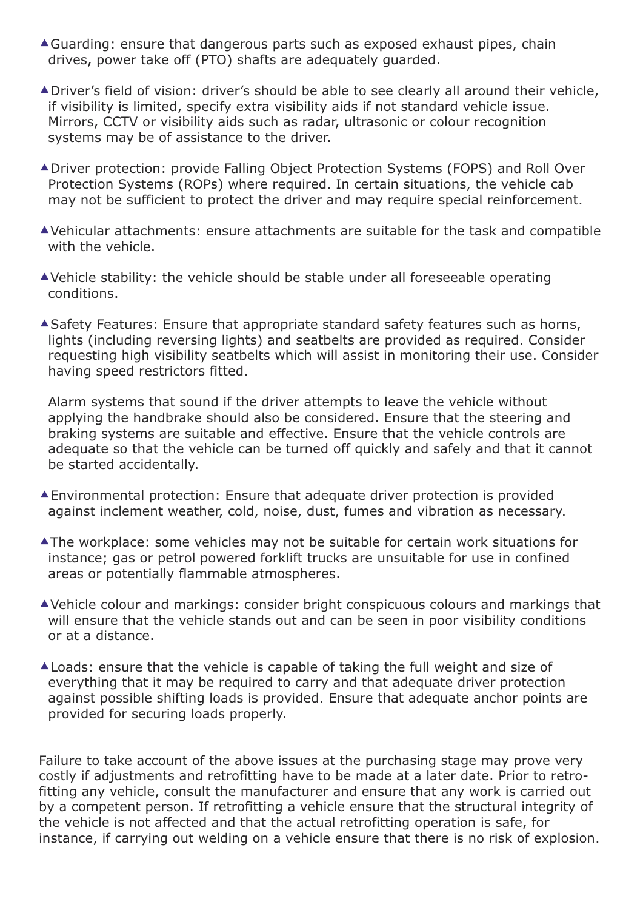- Guarding: ensure that dangerous parts such as exposed exhaust pipes, chain drives, power take off (PTO) shafts are adequately guarded.

- Driver's field of vision: driver's should be able to see clearly all around their vehicle, if visibility is limited, specify extra visibility aids if not standard vehicle issue. Mirrors, CCTV or visibility aids such as radar, ultrasonic or colour recognition systems may be of assistance to the driver.

- Driver protection: provide Falling Object Protection Systems (FOPS) and Roll Over Protection Systems (ROPs) where required. In certain situations, the vehicle cab may not be sufficient to protect the driver and may require special reinforcement.

- Vehicular attachments: ensure attachments are suitable for the task and compatible with the vehicle.

- Vehicle stability: the vehicle should be stable under all foreseeable operating conditions.

- Safety Features: Ensure that appropriate standard safety features such as horns, lights (including reversing lights) and seatbelts are provided as required. Consider requesting high visibility seatbelts which will assist in monitoring their use. Consider having speed restrictors fitted.

  Alarm systems that sound if the driver attempts to leave the vehicle without applying the handbrake should also be considered. Ensure that the steering and braking systems are suitable and effective. Ensure that the vehicle controls are adequate so that the vehicle can be turned off quickly and safely and that it cannot be started accidentally.

- Environmental protection: Ensure that adequate driver protection is provided against inclement weather, cold, noise, dust, fumes and vibration as necessary.

- The workplace: some vehicles may not be suitable for certain work situations for instance; gas or petrol powered forklift trucks are unsuitable for use in confined areas or potentially flammable atmospheres.

- Vehicle colour and markings: consider bright conspicuous colours and markings that will ensure that the vehicle stands out and can be seen in poor visibility conditions or at a distance.

- Loads: ensure that the vehicle is capable of taking the full weight and size of everything that it may be required to carry and that adequate driver protection against possible shifting loads is provided. Ensure that adequate anchor points are provided for securing loads properly.

Failure to take account of the above issues at the purchasing stage may prove very costly if adjustments and retrofitting have to be made at a later date. Prior to retro-fitting any vehicle, consult the manufacturer and ensure that any work is carried out by a competent person. If retrofitting a vehicle ensure that the structural integrity of the vehicle is not affected and that the actual retrofitting operation is safe, for instance, if carrying out welding on a vehicle ensure that there is no risk of explosion.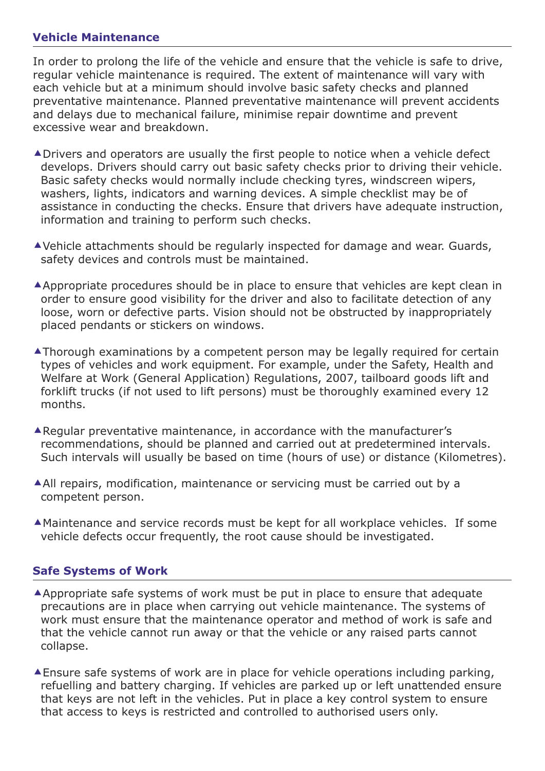## Vehicle Maintenance

In order to prolong the life of the vehicle and ensure that the vehicle is safe to drive, regular vehicle maintenance is required. The extent of maintenance will vary with each vehicle but at a minimum should involve basic safety checks and planned preventative maintenance. Planned preventative maintenance will prevent accidents and delays due to mechanical failure, minimise repair downtime and prevent excessive wear and breakdown.

- Drivers and operators are usually the first people to notice when a vehicle defect develops. Drivers should carry out basic safety checks prior to driving their vehicle. Basic safety checks would normally include checking tyres, windscreen wipers, washers, lights, indicators and warning devices. A simple checklist may be of assistance in conducting the checks. Ensure that drivers have adequate instruction, information and training to perform such checks.

- Vehicle attachments should be regularly inspected for damage and wear. Guards, safety devices and controls must be maintained.

- Appropriate procedures should be in place to ensure that vehicles are kept clean in order to ensure good visibility for the driver and also to facilitate detection of any loose, worn or defective parts. Vision should not be obstructed by inappropriately placed pendants or stickers on windows.

- Thorough examinations by a competent person may be legally required for certain types of vehicles and work equipment. For example, under the Safety, Health and Welfare at Work (General Application) Regulations, 2007, tailboard goods lift and forklift trucks (if not used to lift persons) must be thoroughly examined every 12 months.

- Regular preventative maintenance, in accordance with the manufacturer's recommendations, should be planned and carried out at predetermined intervals. Such intervals will usually be based on time (hours of use) or distance (Kilometres).

- All repairs, modification, maintenance or servicing must be carried out by a competent person.

- Maintenance and service records must be kept for all workplace vehicles. If some vehicle defects occur frequently, the root cause should be investigated.

## Safe Systems of Work

- Appropriate safe systems of work must be put in place to ensure that adequate precautions are in place when carrying out vehicle maintenance. The systems of work must ensure that the maintenance operator and method of work is safe and that the vehicle cannot run away or that the vehicle or any raised parts cannot collapse.

- Ensure safe systems of work are in place for vehicle operations including parking, refuelling and battery charging. If vehicles are parked up or left unattended ensure that keys are not left in the vehicles. Put in place a key control system to ensure that access to keys is restricted and controlled to authorised users only.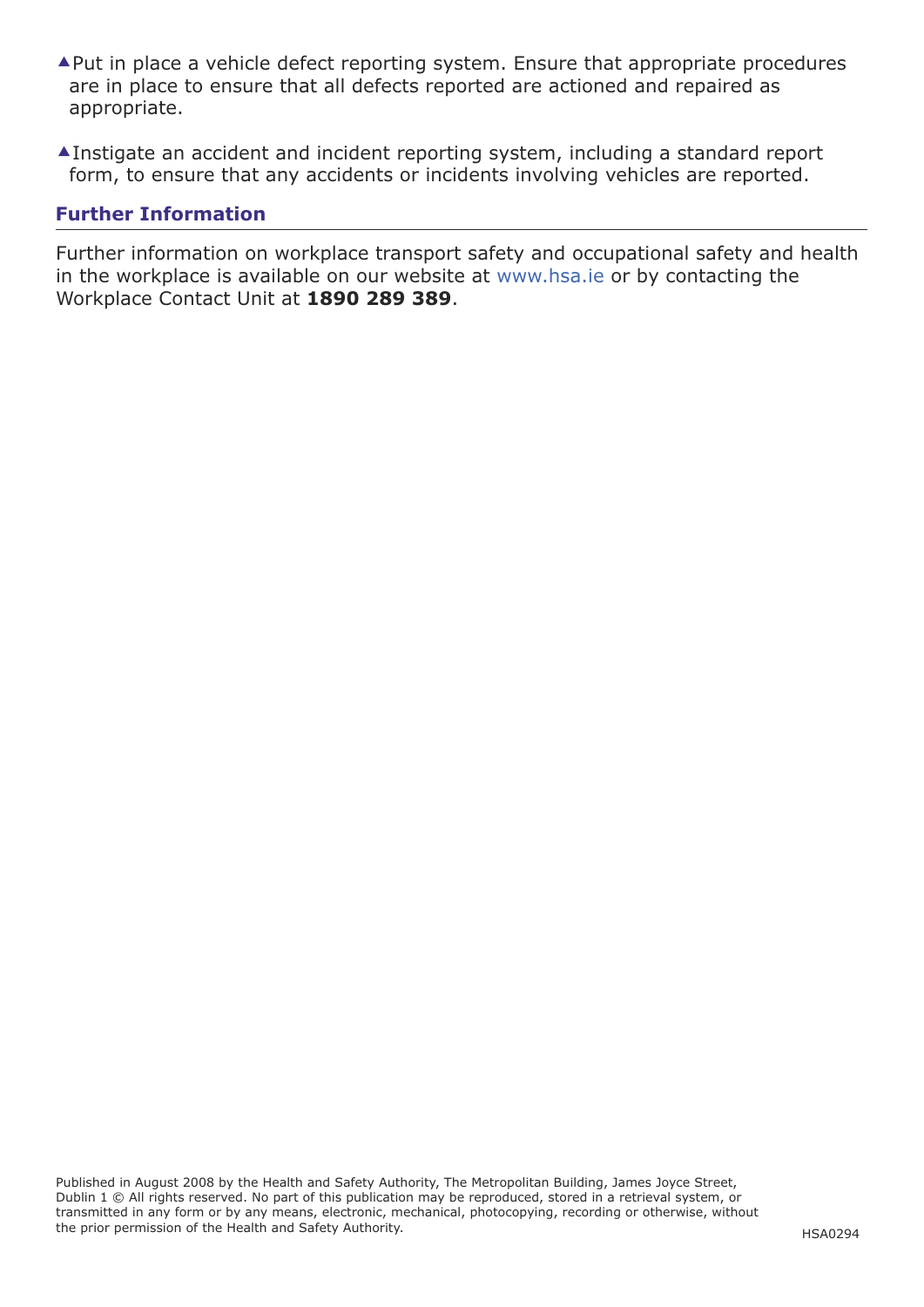- Put in place a vehicle defect reporting system. Ensure that appropriate procedures are in place to ensure that all defects reported are actioned and repaired as appropriate.

- Instigate an accident and incident reporting system, including a standard report form, to ensure that any accidents or incidents involving vehicles are reported.

## Further Information

Further information on workplace transport safety and occupational safety and health in the workplace is available on our website at www.hsa.ie or by contacting the Workplace Contact Unit at **1890 289 389**.

Published in August 2008 by the Health and Safety Authority, The Metropolitan Building, James Joyce Street, Dublin 1 © All rights reserved. No part of this publication may be reproduced, stored in a retrieval system, or transmitted in any form or by any means, electronic, mechanical, photocopying, recording or otherwise, without the prior permission of the Health and Safety Authority.

HSA0294